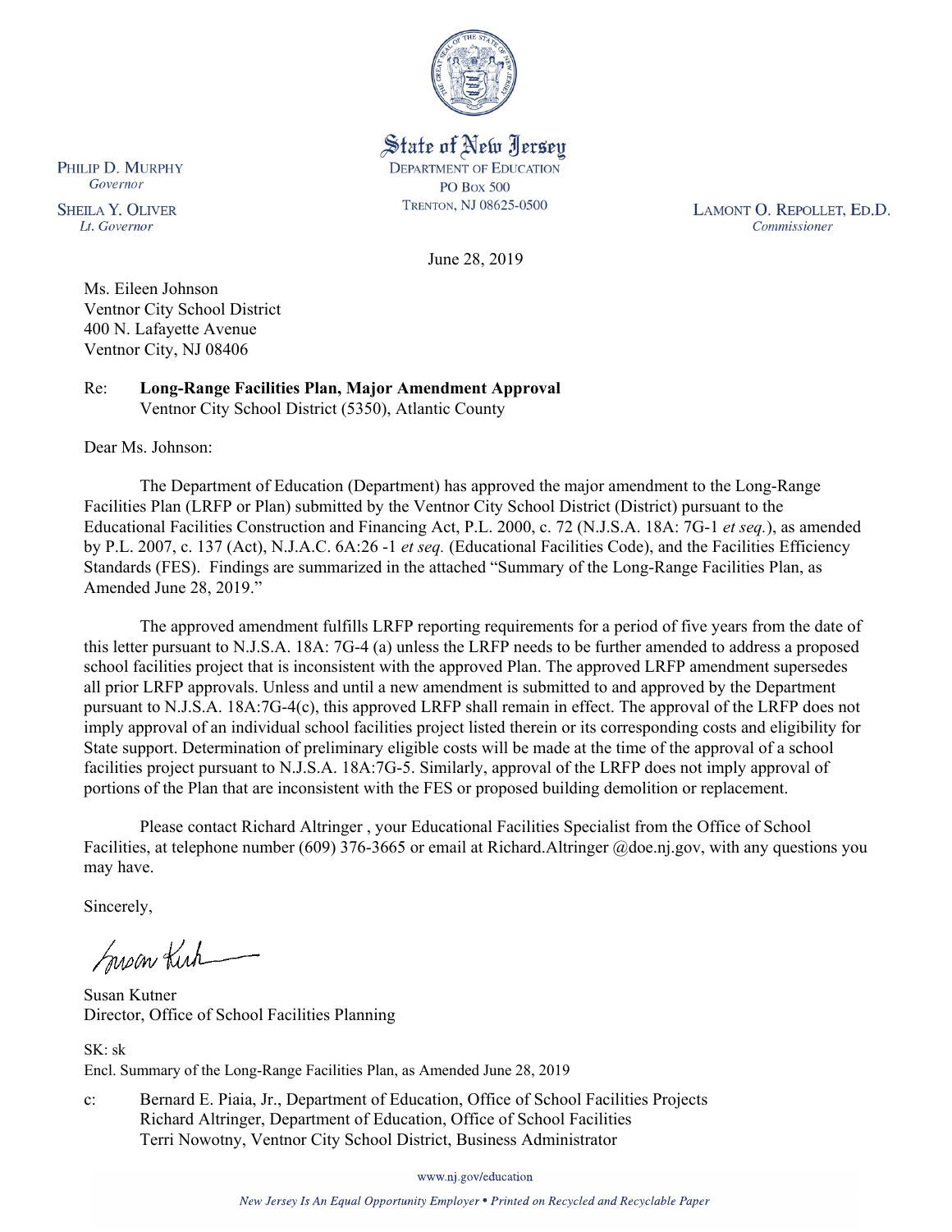State of New Jersey
DEPARTMENT OF EDUCATION
PO Box 500
TRENTON, NJ 08625-0500

PHILIP D. MURPHY
*Governor*

SHEILA Y. OLIVER
*Lt. Governor*

LAMONT O. REPOLLET, ED.D.
*Commissioner*

June 28, 2019

Ms. Eileen Johnson
Ventnor City School District
400 N. Lafayette Avenue
Ventnor City, NJ 08406

Re: **Long-Range Facilities Plan, Major Amendment Approval**
Ventnor City School District (5350), Atlantic County

Dear Ms. Johnson:

The Department of Education (Department) has approved the major amendment to the Long-Range Facilities Plan (LRFP or Plan) submitted by the Ventnor City School District (District) pursuant to the Educational Facilities Construction and Financing Act, P.L. 2000, c. 72 (N.J.S.A. 18A: 7G-1 *et seq.*), as amended by P.L. 2007, c. 137 (Act), N.J.A.C. 6A:26 -1 *et seq.* (Educational Facilities Code), and the Facilities Efficiency Standards (FES). Findings are summarized in the attached "Summary of the Long-Range Facilities Plan, as Amended June 28, 2019."

The approved amendment fulfills LRFP reporting requirements for a period of five years from the date of this letter pursuant to N.J.S.A. 18A: 7G-4 (a) unless the LRFP needs to be further amended to address a proposed school facilities project that is inconsistent with the approved Plan. The approved LRFP amendment supersedes all prior LRFP approvals. Unless and until a new amendment is submitted to and approved by the Department pursuant to N.J.S.A. 18A:7G-4(c), this approved LRFP shall remain in effect. The approval of the LRFP does not imply approval of an individual school facilities project listed therein or its corresponding costs and eligibility for State support. Determination of preliminary eligible costs will be made at the time of the approval of a school facilities project pursuant to N.J.S.A. 18A:7G-5. Similarly, approval of the LRFP does not imply approval of portions of the Plan that are inconsistent with the FES or proposed building demolition or replacement.

Please contact Richard Altringer , your Educational Facilities Specialist from the Office of School Facilities, at telephone number (609) 376-3665 or email at Richard.Altringer @doe.nj.gov, with any questions you may have.

Sincerely,

Susan Kutner
Director, Office of School Facilities Planning

SK: sk
Encl. Summary of the Long-Range Facilities Plan, as Amended June 28, 2019

c: Bernard E. Piaia, Jr., Department of Education, Office of School Facilities Projects
Richard Altringer, Department of Education, Office of School Facilities
Terri Nowotny, Ventnor City School District, Business Administrator

www.nj.gov/education

*New Jersey Is An Equal Opportunity Employer • Printed on Recycled and Recyclable Paper*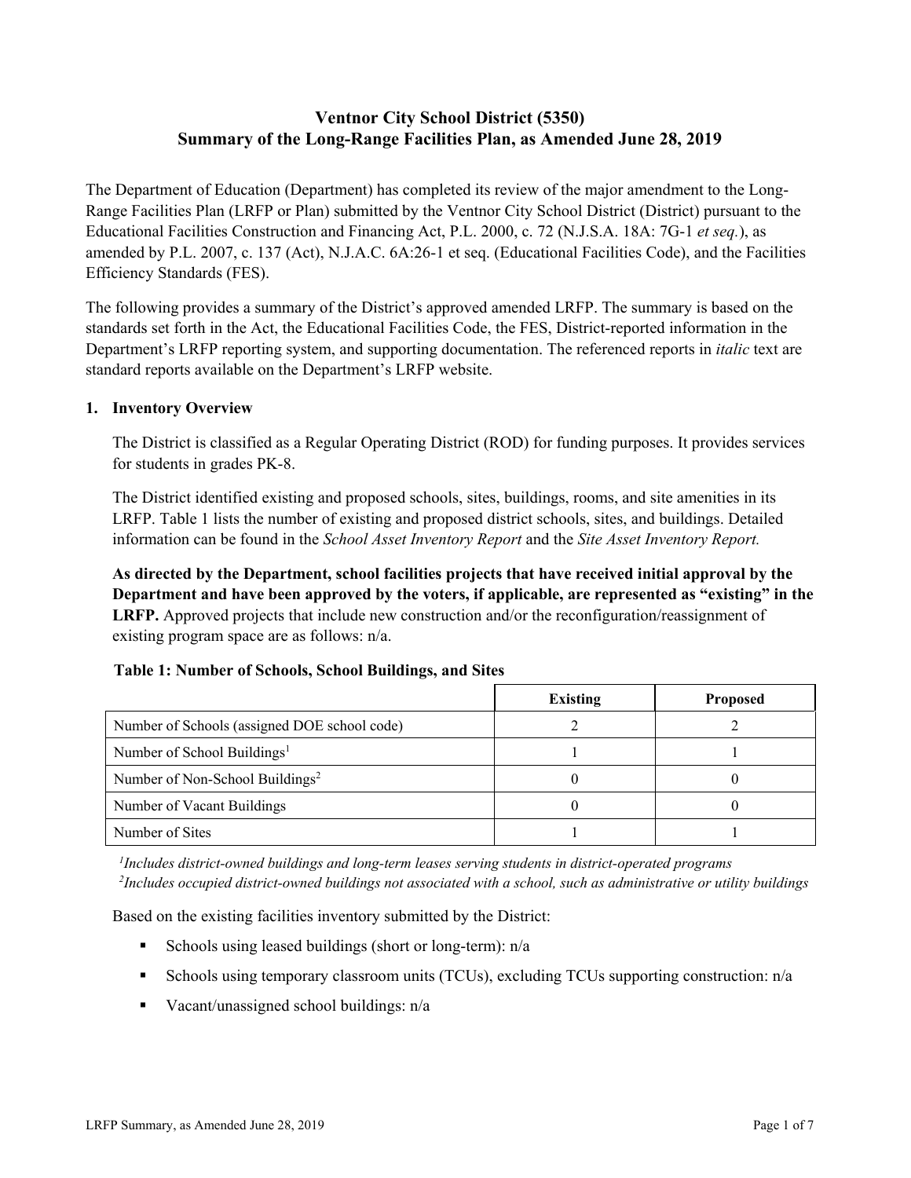# Ventnor City School District (5350)
# Summary of the Long-Range Facilities Plan, as Amended June 28, 2019

The Department of Education (Department) has completed its review of the major amendment to the Long-Range Facilities Plan (LRFP or Plan) submitted by the Ventnor City School District (District) pursuant to the Educational Facilities Construction and Financing Act, P.L. 2000, c. 72 (N.J.S.A. 18A: 7G-1 *et seq.*), as amended by P.L. 2007, c. 137 (Act), N.J.A.C. 6A:26-1 et seq. (Educational Facilities Code), and the Facilities Efficiency Standards (FES).

The following provides a summary of the District's approved amended LRFP. The summary is based on the standards set forth in the Act, the Educational Facilities Code, the FES, District-reported information in the Department's LRFP reporting system, and supporting documentation. The referenced reports in *italic* text are standard reports available on the Department's LRFP website.

## 1. Inventory Overview

The District is classified as a Regular Operating District (ROD) for funding purposes. It provides services for students in grades PK-8.

The District identified existing and proposed schools, sites, buildings, rooms, and site amenities in its LRFP. Table 1 lists the number of existing and proposed district schools, sites, and buildings. Detailed information can be found in the *School Asset Inventory Report* and the *Site Asset Inventory Report.*

**As directed by the Department, school facilities projects that have received initial approval by the Department and have been approved by the voters, if applicable, are represented as "existing" in the LRFP.** Approved projects that include new construction and/or the reconfiguration/reassignment of existing program space are as follows: n/a.

**Table 1: Number of Schools, School Buildings, and Sites**

| | Existing | Proposed |
|---|---|---|
| Number of Schools (assigned DOE school code) | 2 | 2 |
| Number of School Buildings[1] | 1 | 1 |
| Number of Non-School Buildings[2] | 0 | 0 |
| Number of Vacant Buildings | 0 | 0 |
| Number of Sites | 1 | 1 |

*[1]Includes district-owned buildings and long-term leases serving students in district-operated programs*
*[2]Includes occupied district-owned buildings not associated with a school, such as administrative or utility buildings*

Based on the existing facilities inventory submitted by the District:

- Schools using leased buildings (short or long-term): n/a
- Schools using temporary classroom units (TCUs), excluding TCUs supporting construction: n/a
- Vacant/unassigned school buildings: n/a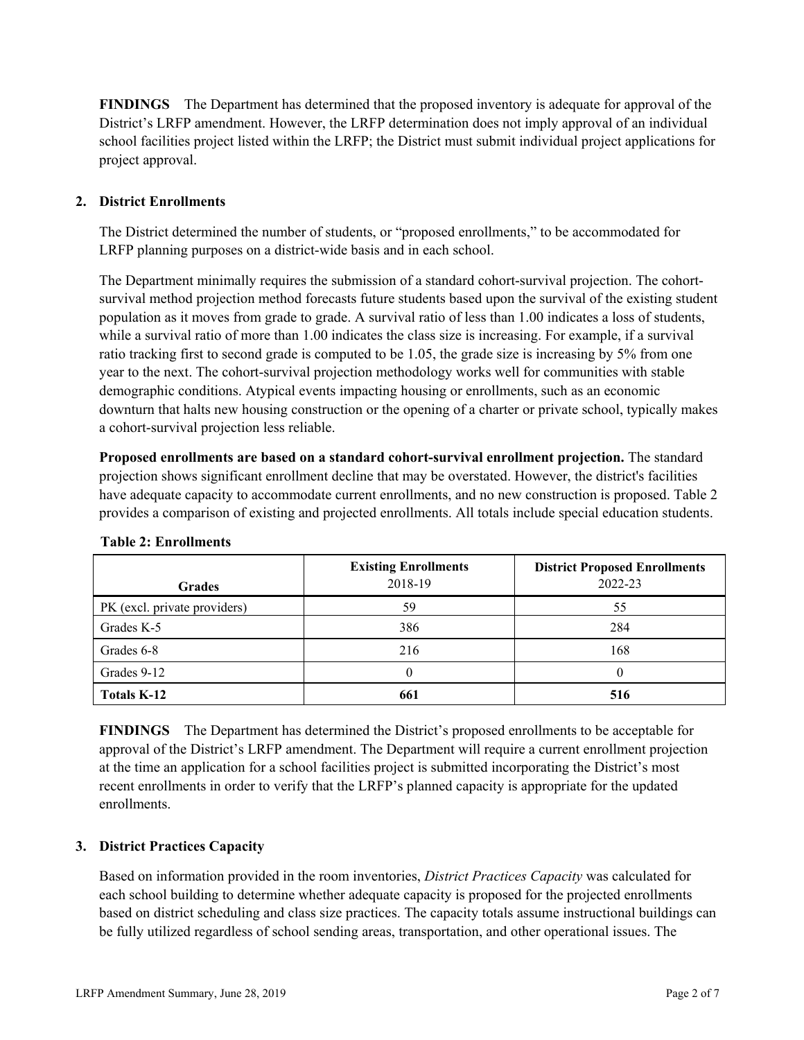**FINDINGS** The Department has determined that the proposed inventory is adequate for approval of the District's LRFP amendment. However, the LRFP determination does not imply approval of an individual school facilities project listed within the LRFP; the District must submit individual project applications for project approval.

## 2. District Enrollments

The District determined the number of students, or "proposed enrollments," to be accommodated for LRFP planning purposes on a district-wide basis and in each school.

The Department minimally requires the submission of a standard cohort-survival projection. The cohort-survival method projection method forecasts future students based upon the survival of the existing student population as it moves from grade to grade. A survival ratio of less than 1.00 indicates a loss of students, while a survival ratio of more than 1.00 indicates the class size is increasing. For example, if a survival ratio tracking first to second grade is computed to be 1.05, the grade size is increasing by 5% from one year to the next. The cohort-survival projection methodology works well for communities with stable demographic conditions. Atypical events impacting housing or enrollments, such as an economic downturn that halts new housing construction or the opening of a charter or private school, typically makes a cohort-survival projection less reliable.

**Proposed enrollments are based on a standard cohort-survival enrollment projection.** The standard projection shows significant enrollment decline that may be overstated. However, the district's facilities have adequate capacity to accommodate current enrollments, and no new construction is proposed. Table 2 provides a comparison of existing and projected enrollments. All totals include special education students.

**Table 2: Enrollments**

| Grades | Existing Enrollments 2018-19 | District Proposed Enrollments 2022-23 |
|---|---|---|
| PK (excl. private providers) | 59 | 55 |
| Grades K-5 | 386 | 284 |
| Grades 6-8 | 216 | 168 |
| Grades 9-12 | 0 | 0 |
| **Totals K-12** | **661** | **516** |

**FINDINGS** The Department has determined the District's proposed enrollments to be acceptable for approval of the District's LRFP amendment. The Department will require a current enrollment projection at the time an application for a school facilities project is submitted incorporating the District's most recent enrollments in order to verify that the LRFP's planned capacity is appropriate for the updated enrollments.

## 3. District Practices Capacity

Based on information provided in the room inventories, *District Practices Capacity* was calculated for each school building to determine whether adequate capacity is proposed for the projected enrollments based on district scheduling and class size practices. The capacity totals assume instructional buildings can be fully utilized regardless of school sending areas, transportation, and other operational issues. The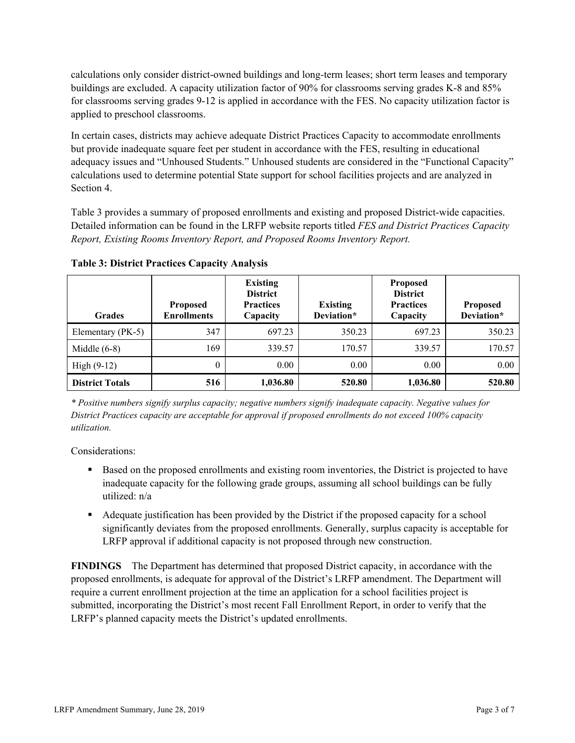calculations only consider district-owned buildings and long-term leases; short term leases and temporary buildings are excluded. A capacity utilization factor of 90% for classrooms serving grades K-8 and 85% for classrooms serving grades 9-12 is applied in accordance with the FES. No capacity utilization factor is applied to preschool classrooms.

In certain cases, districts may achieve adequate District Practices Capacity to accommodate enrollments but provide inadequate square feet per student in accordance with the FES, resulting in educational adequacy issues and "Unhoused Students." Unhoused students are considered in the "Functional Capacity" calculations used to determine potential State support for school facilities projects and are analyzed in Section 4.

Table 3 provides a summary of proposed enrollments and existing and proposed District-wide capacities. Detailed information can be found in the LRFP website reports titled *FES and District Practices Capacity Report, Existing Rooms Inventory Report, and Proposed Rooms Inventory Report.*

**Table 3: District Practices Capacity Analysis**

| Grades | Proposed Enrollments | Existing District Practices Capacity | Existing Deviation* | Proposed District Practices Capacity | Proposed Deviation* |
|---|---|---|---|---|---|
| Elementary (PK-5) | 347 | 697.23 | 350.23 | 697.23 | 350.23 |
| Middle (6-8) | 169 | 339.57 | 170.57 | 339.57 | 170.57 |
| High (9-12) | 0 | 0.00 | 0.00 | 0.00 | 0.00 |
| **District Totals** | **516** | **1,036.80** | **520.80** | **1,036.80** | **520.80** |

*\* Positive numbers signify surplus capacity; negative numbers signify inadequate capacity. Negative values for District Practices capacity are acceptable for approval if proposed enrollments do not exceed 100% capacity utilization.*

Considerations:

- Based on the proposed enrollments and existing room inventories, the District is projected to have inadequate capacity for the following grade groups, assuming all school buildings can be fully utilized: n/a
- Adequate justification has been provided by the District if the proposed capacity for a school significantly deviates from the proposed enrollments. Generally, surplus capacity is acceptable for LRFP approval if additional capacity is not proposed through new construction.

**FINDINGS** The Department has determined that proposed District capacity, in accordance with the proposed enrollments, is adequate for approval of the District's LRFP amendment. The Department will require a current enrollment projection at the time an application for a school facilities project is submitted, incorporating the District's most recent Fall Enrollment Report, in order to verify that the LRFP's planned capacity meets the District's updated enrollments.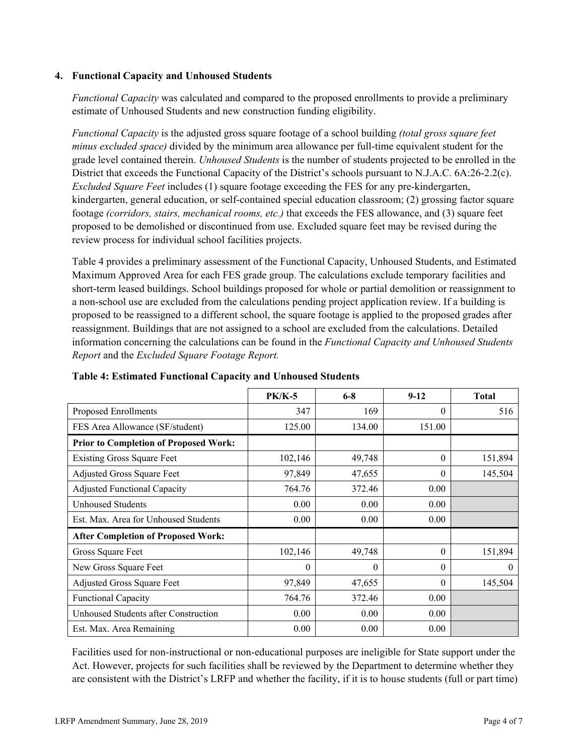### 4. Functional Capacity and Unhoused Students

*Functional Capacity* was calculated and compared to the proposed enrollments to provide a preliminary estimate of Unhoused Students and new construction funding eligibility.

*Functional Capacity* is the adjusted gross square footage of a school building *(total gross square feet minus excluded space)* divided by the minimum area allowance per full-time equivalent student for the grade level contained therein. *Unhoused Students* is the number of students projected to be enrolled in the District that exceeds the Functional Capacity of the District's schools pursuant to N.J.A.C. 6A:26-2.2(c). *Excluded Square Feet* includes (1) square footage exceeding the FES for any pre-kindergarten, kindergarten, general education, or self-contained special education classroom; (2) grossing factor square footage *(corridors, stairs, mechanical rooms, etc.)* that exceeds the FES allowance, and (3) square feet proposed to be demolished or discontinued from use. Excluded square feet may be revised during the review process for individual school facilities projects.

Table 4 provides a preliminary assessment of the Functional Capacity, Unhoused Students, and Estimated Maximum Approved Area for each FES grade group. The calculations exclude temporary facilities and short-term leased buildings. School buildings proposed for whole or partial demolition or reassignment to a non-school use are excluded from the calculations pending project application review. If a building is proposed to be reassigned to a different school, the square footage is applied to the proposed grades after reassignment. Buildings that are not assigned to a school are excluded from the calculations. Detailed information concerning the calculations can be found in the *Functional Capacity and Unhoused Students Report* and the *Excluded Square Footage Report.*

**Table 4: Estimated Functional Capacity and Unhoused Students**

| | PK/K-5 | 6-8 | 9-12 | Total |
|---|---|---|---|---|
| Proposed Enrollments | 347 | 169 | 0 | 516 |
| FES Area Allowance (SF/student) | 125.00 | 134.00 | 151.00 | |
| **Prior to Completion of Proposed Work:** | | | | |
| Existing Gross Square Feet | 102,146 | 49,748 | 0 | 151,894 |
| Adjusted Gross Square Feet | 97,849 | 47,655 | 0 | 145,504 |
| Adjusted Functional Capacity | 764.76 | 372.46 | 0.00 | |
| Unhoused Students | 0.00 | 0.00 | 0.00 | |
| Est. Max. Area for Unhoused Students | 0.00 | 0.00 | 0.00 | |
| **After Completion of Proposed Work:** | | | | |
| Gross Square Feet | 102,146 | 49,748 | 0 | 151,894 |
| New Gross Square Feet | 0 | 0 | 0 | 0 |
| Adjusted Gross Square Feet | 97,849 | 47,655 | 0 | 145,504 |
| Functional Capacity | 764.76 | 372.46 | 0.00 | |
| Unhoused Students after Construction | 0.00 | 0.00 | 0.00 | |
| Est. Max. Area Remaining | 0.00 | 0.00 | 0.00 | |

Facilities used for non-instructional or non-educational purposes are ineligible for State support under the Act. However, projects for such facilities shall be reviewed by the Department to determine whether they are consistent with the District's LRFP and whether the facility, if it is to house students (full or part time)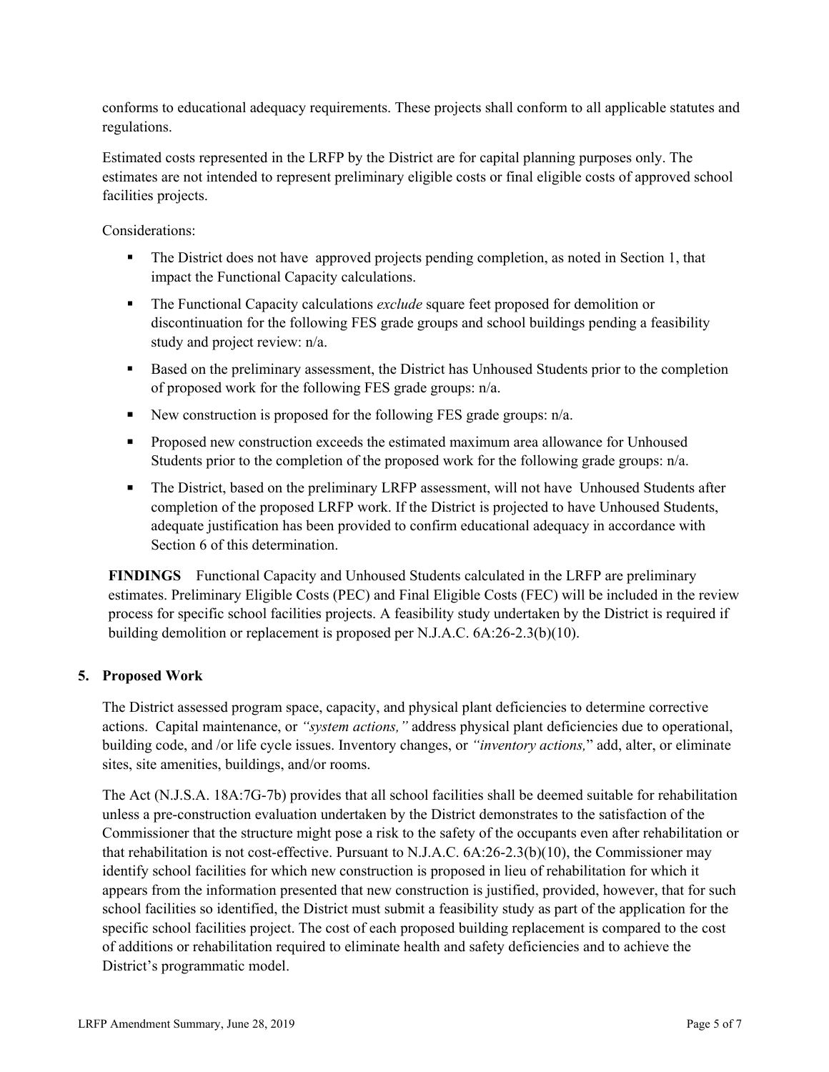conforms to educational adequacy requirements. These projects shall conform to all applicable statutes and regulations.

Estimated costs represented in the LRFP by the District are for capital planning purposes only. The estimates are not intended to represent preliminary eligible costs or final eligible costs of approved school facilities projects.

Considerations:

- The District does not have approved projects pending completion, as noted in Section 1, that impact the Functional Capacity calculations.
- The Functional Capacity calculations *exclude* square feet proposed for demolition or discontinuation for the following FES grade groups and school buildings pending a feasibility study and project review: n/a.
- Based on the preliminary assessment, the District has Unhoused Students prior to the completion of proposed work for the following FES grade groups: n/a.
- New construction is proposed for the following FES grade groups: n/a.
- Proposed new construction exceeds the estimated maximum area allowance for Unhoused Students prior to the completion of the proposed work for the following grade groups: n/a.
- The District, based on the preliminary LRFP assessment, will not have Unhoused Students after completion of the proposed LRFP work. If the District is projected to have Unhoused Students, adequate justification has been provided to confirm educational adequacy in accordance with Section 6 of this determination.

**FINDINGS** Functional Capacity and Unhoused Students calculated in the LRFP are preliminary estimates. Preliminary Eligible Costs (PEC) and Final Eligible Costs (FEC) will be included in the review process for specific school facilities projects. A feasibility study undertaken by the District is required if building demolition or replacement is proposed per N.J.A.C. 6A:26-2.3(b)(10).

## 5. Proposed Work

The District assessed program space, capacity, and physical plant deficiencies to determine corrective actions. Capital maintenance, or *"system actions,"* address physical plant deficiencies due to operational, building code, and /or life cycle issues. Inventory changes, or *"inventory actions,"* add, alter, or eliminate sites, site amenities, buildings, and/or rooms.

The Act (N.J.S.A. 18A:7G-7b) provides that all school facilities shall be deemed suitable for rehabilitation unless a pre-construction evaluation undertaken by the District demonstrates to the satisfaction of the Commissioner that the structure might pose a risk to the safety of the occupants even after rehabilitation or that rehabilitation is not cost-effective. Pursuant to N.J.A.C. 6A:26-2.3(b)(10), the Commissioner may identify school facilities for which new construction is proposed in lieu of rehabilitation for which it appears from the information presented that new construction is justified, provided, however, that for such school facilities so identified, the District must submit a feasibility study as part of the application for the specific school facilities project. The cost of each proposed building replacement is compared to the cost of additions or rehabilitation required to eliminate health and safety deficiencies and to achieve the District's programmatic model.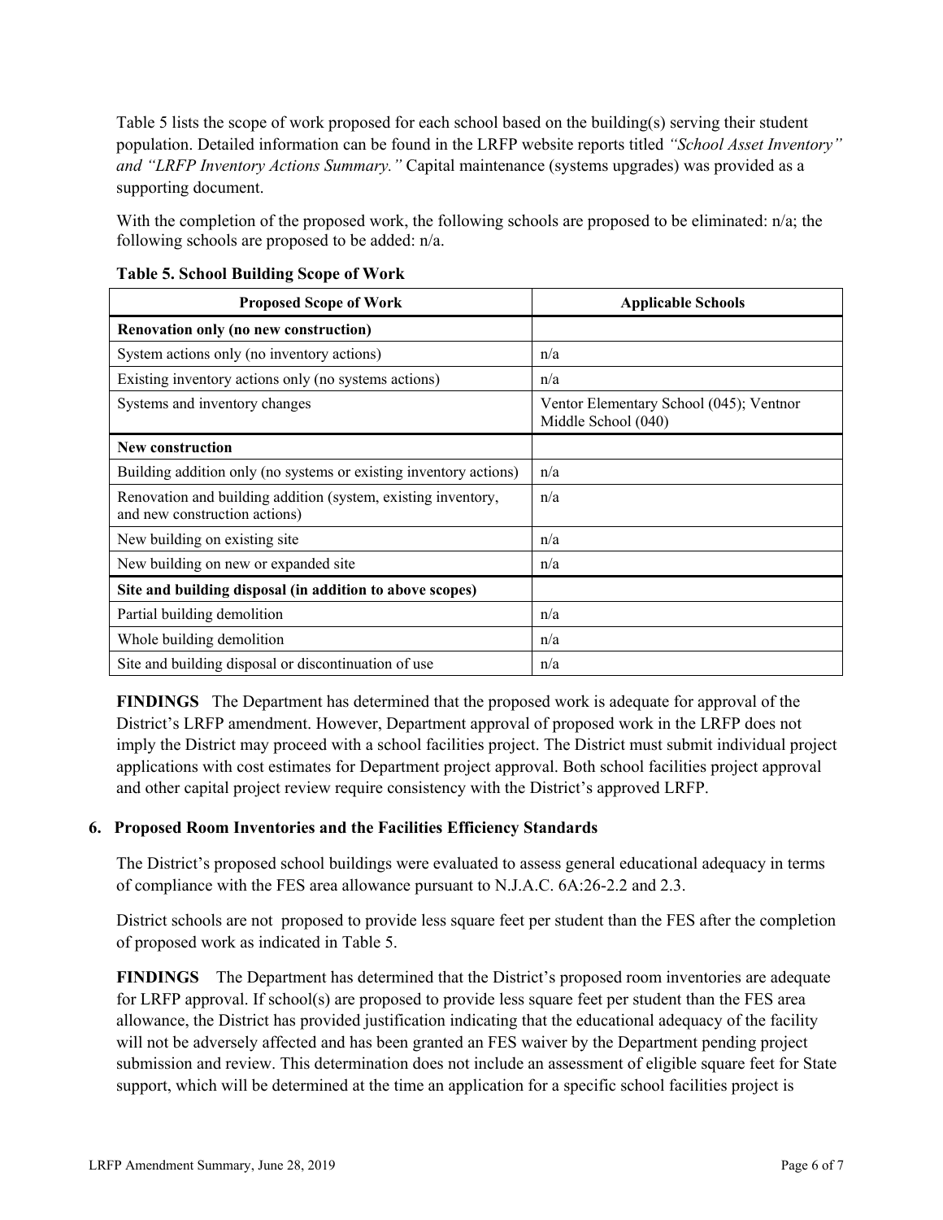Table 5 lists the scope of work proposed for each school based on the building(s) serving their student population. Detailed information can be found in the LRFP website reports titled *"School Asset Inventory" and "LRFP Inventory Actions Summary."* Capital maintenance (systems upgrades) was provided as a supporting document.

With the completion of the proposed work, the following schools are proposed to be eliminated: n/a; the following schools are proposed to be added: n/a.

**Table 5. School Building Scope of Work**

| Proposed Scope of Work | Applicable Schools |
|---|---|
| **Renovation only (no new construction)** | |
| System actions only (no inventory actions) | n/a |
| Existing inventory actions only (no systems actions) | n/a |
| Systems and inventory changes | Ventor Elementary School (045); Ventnor Middle School (040) |
| **New construction** | |
| Building addition only (no systems or existing inventory actions) | n/a |
| Renovation and building addition (system, existing inventory, and new construction actions) | n/a |
| New building on existing site | n/a |
| New building on new or expanded site | n/a |
| **Site and building disposal (in addition to above scopes)** | |
| Partial building demolition | n/a |
| Whole building demolition | n/a |
| Site and building disposal or discontinuation of use | n/a |

**FINDINGS** The Department has determined that the proposed work is adequate for approval of the District's LRFP amendment. However, Department approval of proposed work in the LRFP does not imply the District may proceed with a school facilities project. The District must submit individual project applications with cost estimates for Department project approval. Both school facilities project approval and other capital project review require consistency with the District's approved LRFP.

### 6. Proposed Room Inventories and the Facilities Efficiency Standards

The District's proposed school buildings were evaluated to assess general educational adequacy in terms of compliance with the FES area allowance pursuant to N.J.A.C. 6A:26-2.2 and 2.3.

District schools are not proposed to provide less square feet per student than the FES after the completion of proposed work as indicated in Table 5.

**FINDINGS** The Department has determined that the District's proposed room inventories are adequate for LRFP approval. If school(s) are proposed to provide less square feet per student than the FES area allowance, the District has provided justification indicating that the educational adequacy of the facility will not be adversely affected and has been granted an FES waiver by the Department pending project submission and review. This determination does not include an assessment of eligible square feet for State support, which will be determined at the time an application for a specific school facilities project is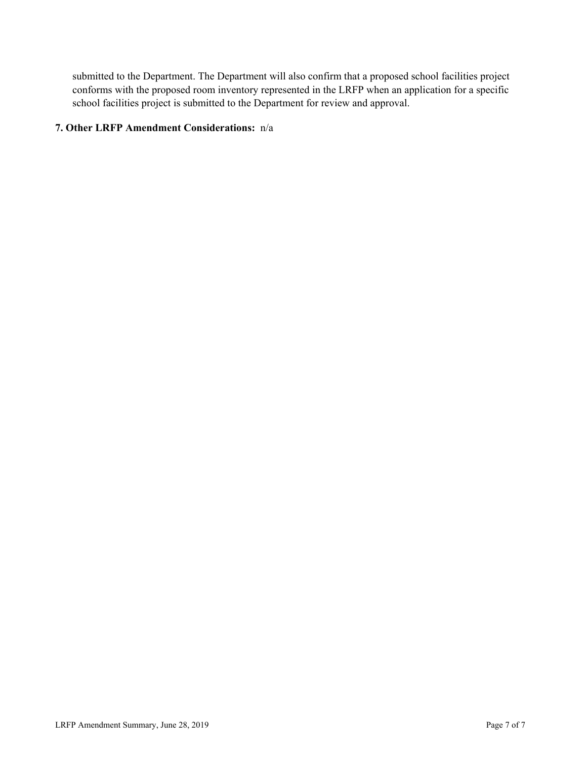submitted to the Department. The Department will also confirm that a proposed school facilities project conforms with the proposed room inventory represented in the LRFP when an application for a specific school facilities project is submitted to the Department for review and approval.

**7. Other LRFP Amendment Considerations:** n/a